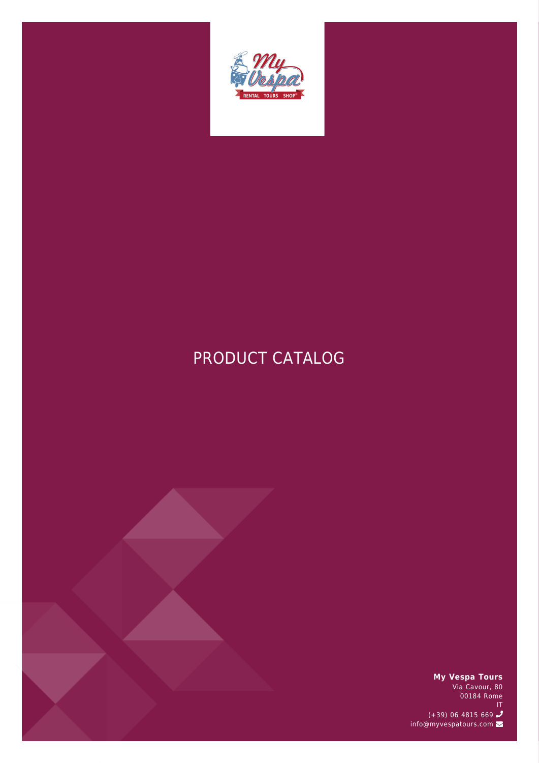# PRODUCT CATALOG

**My Vespa Tours**
Via Cavour, 80
00184 Rome
IT
(+39) 06 4815 669
info@myvespatours.com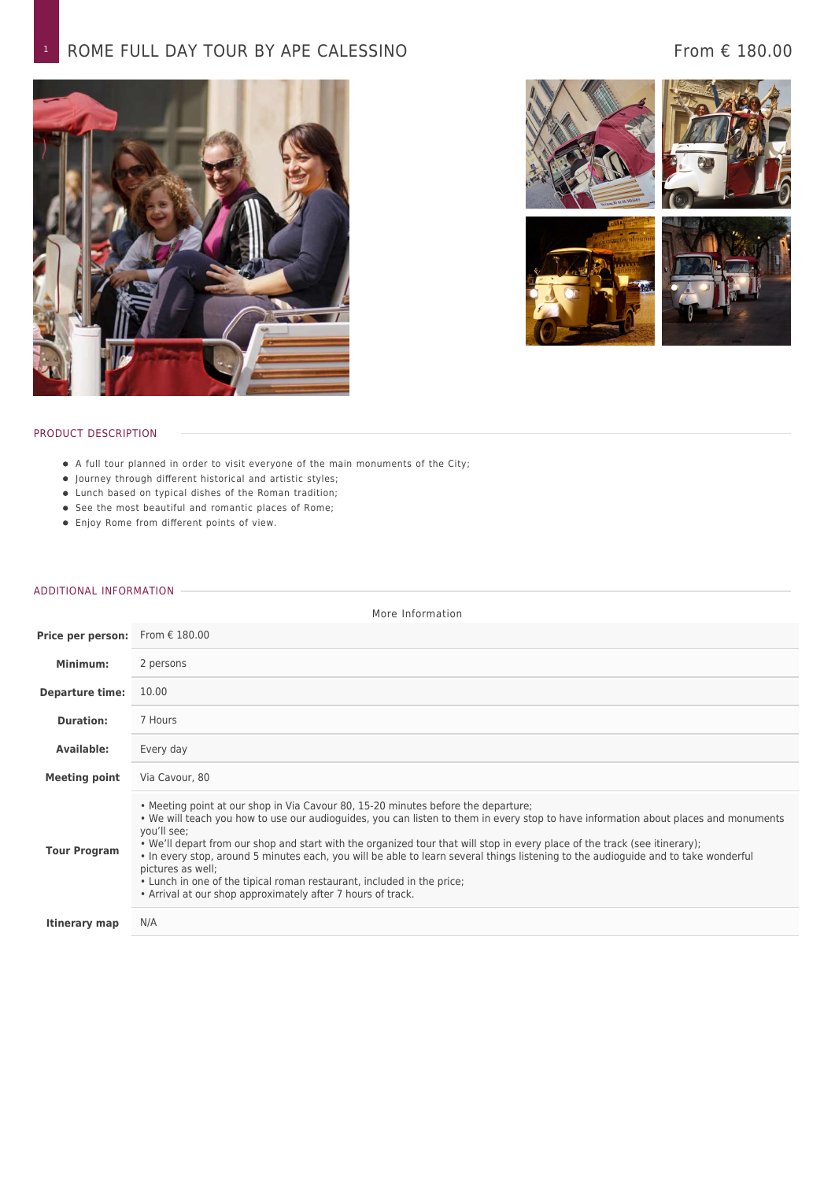# ROME FULL DAY TOUR BY APE CALESSINO

From € 180.00

## PRODUCT DESCRIPTION

- A full tour planned in order to visit everyone of the main monuments of the City;
- Journey through different historical and artistic styles;
- Lunch based on typical dishes of the Roman tradition;
- See the most beautiful and romantic places of Rome;
- Enjoy Rome from different points of view.

## ADDITIONAL INFORMATION

| More Information | |
|---|---|
| **Price per person:** | From € 180.00 |
| **Minimum:** | 2 persons |
| **Departure time:** | 10.00 |
| **Duration:** | 7 Hours |
| **Available:** | Every day |
| **Meeting point** | Via Cavour, 80 |
| **Tour Program** | • Meeting point at our shop in Via Cavour 80, 15-20 minutes before the departure;<br>• We will teach you how to use our audioguides, you can listen to them in every stop to have information about places and monuments you'll see;<br>• We'll depart from our shop and start with the organized tour that will stop in every place of the track (see itinerary);<br>• In every stop, around 5 minutes each, you will be able to learn several things listening to the audioguide and to take wonderful pictures as well;<br>• Lunch in one of the tipical roman restaurant, included in the price;<br>• Arrival at our shop approximately after 7 hours of track. |
| **Itinerary map** | N/A |